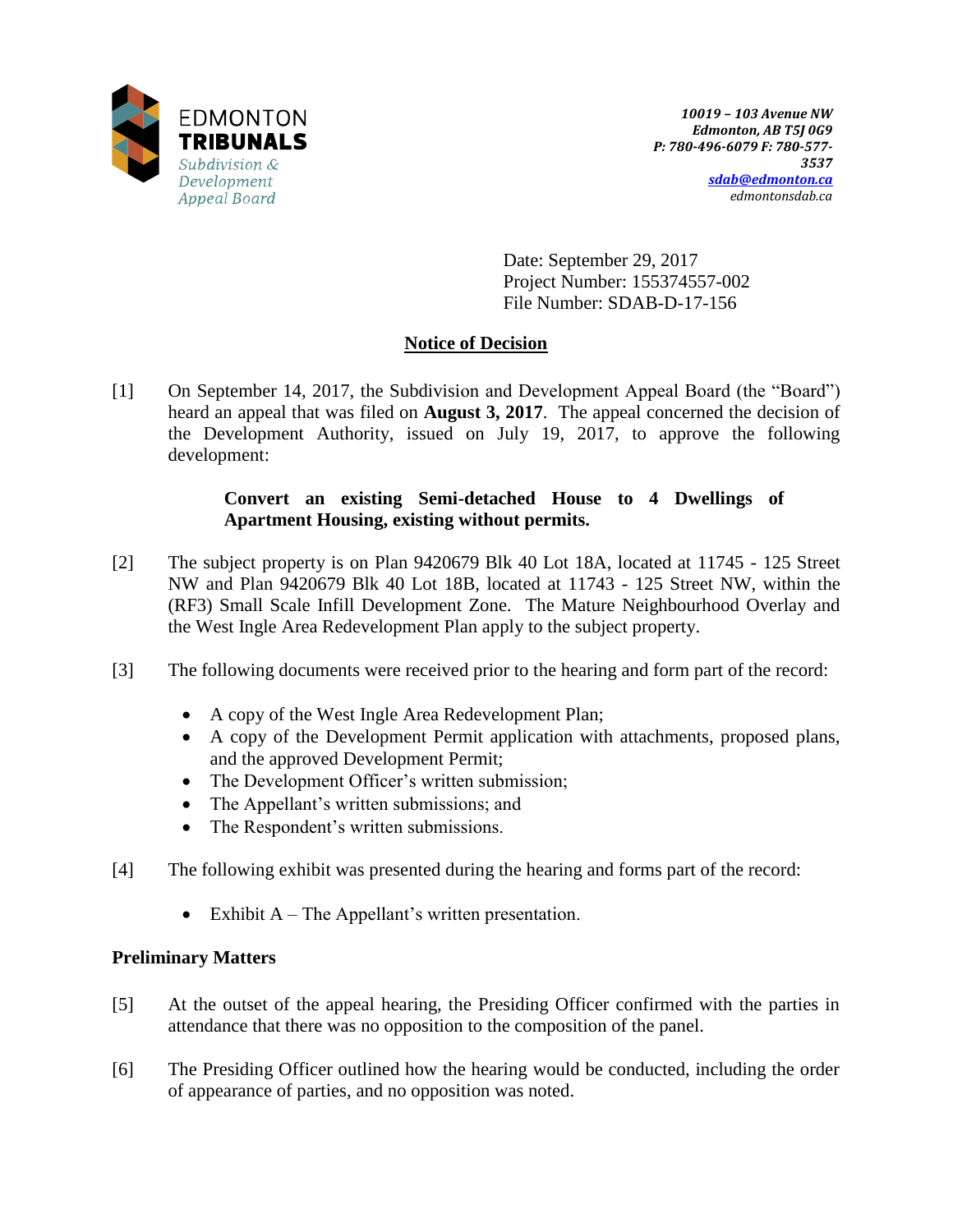EDMONTON
**TRIBUNALS**
*Subdivision & Development Appeal Board*

*10019 – 103 Avenue NW*
*Edmonton, AB T5J 0G9*
*P: 780-496-6079 F: 780-577-3537*
*sdab@edmonton.ca*
*edmontonsdab.ca*

Date: September 29, 2017
Project Number: 155374557-002
File Number: SDAB-D-17-156

## Notice of Decision

[1] On September 14, 2017, the Subdivision and Development Appeal Board (the "Board") heard an appeal that was filed on **August 3, 2017**. The appeal concerned the decision of the Development Authority, issued on July 19, 2017, to approve the following development:

> **Convert an existing Semi-detached House to 4 Dwellings of Apartment Housing, existing without permits.**

[2] The subject property is on Plan 9420679 Blk 40 Lot 18A, located at 11745 - 125 Street NW and Plan 9420679 Blk 40 Lot 18B, located at 11743 - 125 Street NW, within the (RF3) Small Scale Infill Development Zone. The Mature Neighbourhood Overlay and the West Ingle Area Redevelopment Plan apply to the subject property.

[3] The following documents were received prior to the hearing and form part of the record:

- A copy of the West Ingle Area Redevelopment Plan;
- A copy of the Development Permit application with attachments, proposed plans, and the approved Development Permit;
- The Development Officer's written submission;
- The Appellant's written submissions; and
- The Respondent's written submissions.

[4] The following exhibit was presented during the hearing and forms part of the record:

- Exhibit A – The Appellant's written presentation.

### Preliminary Matters

[5] At the outset of the appeal hearing, the Presiding Officer confirmed with the parties in attendance that there was no opposition to the composition of the panel.

[6] The Presiding Officer outlined how the hearing would be conducted, including the order of appearance of parties, and no opposition was noted.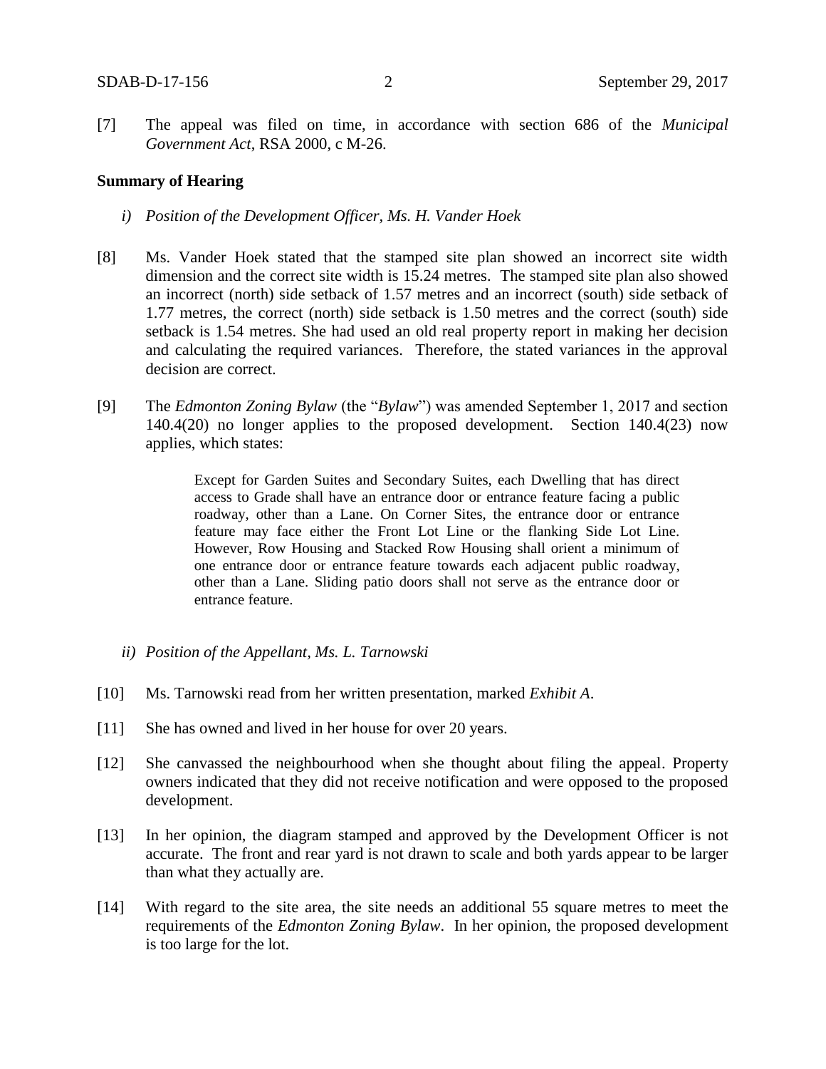[7] The appeal was filed on time, in accordance with section 686 of the *Municipal Government Act*, RSA 2000, c M-26.

**Summary of Hearing**

*i) Position of the Development Officer, Ms. H. Vander Hoek*

[8] Ms. Vander Hoek stated that the stamped site plan showed an incorrect site width dimension and the correct site width is 15.24 metres. The stamped site plan also showed an incorrect (north) side setback of 1.57 metres and an incorrect (south) side setback of 1.77 metres, the correct (north) side setback is 1.50 metres and the correct (south) side setback is 1.54 metres. She had used an old real property report in making her decision and calculating the required variances. Therefore, the stated variances in the approval decision are correct.

[9] The *Edmonton Zoning Bylaw* (the "*Bylaw*") was amended September 1, 2017 and section 140.4(20) no longer applies to the proposed development. Section 140.4(23) now applies, which states:

> Except for Garden Suites and Secondary Suites, each Dwelling that has direct access to Grade shall have an entrance door or entrance feature facing a public roadway, other than a Lane. On Corner Sites, the entrance door or entrance feature may face either the Front Lot Line or the flanking Side Lot Line. However, Row Housing and Stacked Row Housing shall orient a minimum of one entrance door or entrance feature towards each adjacent public roadway, other than a Lane. Sliding patio doors shall not serve as the entrance door or entrance feature.

*ii) Position of the Appellant, Ms. L. Tarnowski*

[10] Ms. Tarnowski read from her written presentation, marked *Exhibit A*.

[11] She has owned and lived in her house for over 20 years.

[12] She canvassed the neighbourhood when she thought about filing the appeal. Property owners indicated that they did not receive notification and were opposed to the proposed development.

[13] In her opinion, the diagram stamped and approved by the Development Officer is not accurate. The front and rear yard is not drawn to scale and both yards appear to be larger than what they actually are.

[14] With regard to the site area, the site needs an additional 55 square metres to meet the requirements of the *Edmonton Zoning Bylaw*. In her opinion, the proposed development is too large for the lot.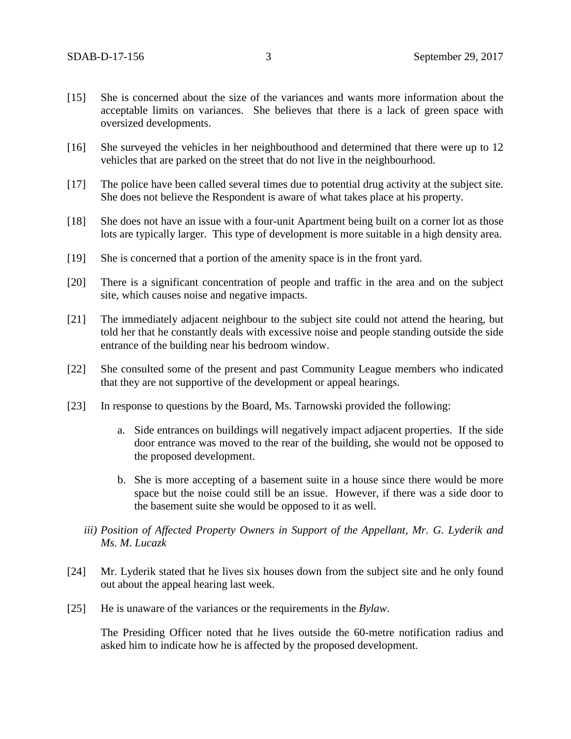[15] She is concerned about the size of the variances and wants more information about the acceptable limits on variances. She believes that there is a lack of green space with oversized developments.

[16] She surveyed the vehicles in her neighbouthood and determined that there were up to 12 vehicles that are parked on the street that do not live in the neighbourhood.

[17] The police have been called several times due to potential drug activity at the subject site. She does not believe the Respondent is aware of what takes place at his property.

[18] She does not have an issue with a four-unit Apartment being built on a corner lot as those lots are typically larger. This type of development is more suitable in a high density area.

[19] She is concerned that a portion of the amenity space is in the front yard.

[20] There is a significant concentration of people and traffic in the area and on the subject site, which causes noise and negative impacts.

[21] The immediately adjacent neighbour to the subject site could not attend the hearing, but told her that he constantly deals with excessive noise and people standing outside the side entrance of the building near his bedroom window.

[22] She consulted some of the present and past Community League members who indicated that they are not supportive of the development or appeal hearings.

[23] In response to questions by the Board, Ms. Tarnowski provided the following:

a. Side entrances on buildings will negatively impact adjacent properties. If the side door entrance was moved to the rear of the building, she would not be opposed to the proposed development.

b. She is more accepting of a basement suite in a house since there would be more space but the noise could still be an issue. However, if there was a side door to the basement suite she would be opposed to it as well.

*iii) Position of Affected Property Owners in Support of the Appellant, Mr. G. Lyderik and Ms. M. Lucazk*

[24] Mr. Lyderik stated that he lives six houses down from the subject site and he only found out about the appeal hearing last week.

[25] He is unaware of the variances or the requirements in the *Bylaw*.

The Presiding Officer noted that he lives outside the 60-metre notification radius and asked him to indicate how he is affected by the proposed development.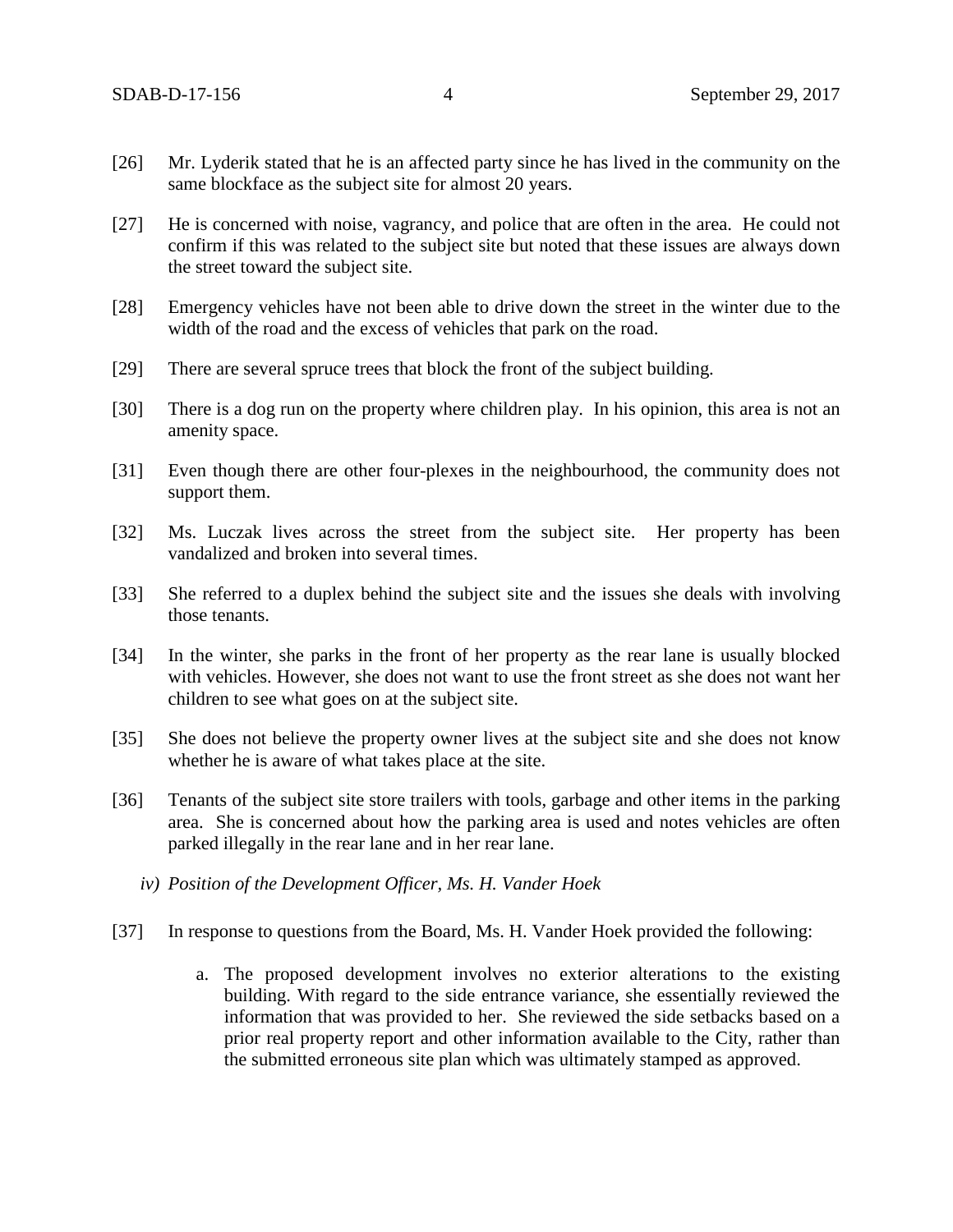[26] Mr. Lyderik stated that he is an affected party since he has lived in the community on the same blockface as the subject site for almost 20 years.

[27] He is concerned with noise, vagrancy, and police that are often in the area. He could not confirm if this was related to the subject site but noted that these issues are always down the street toward the subject site.

[28] Emergency vehicles have not been able to drive down the street in the winter due to the width of the road and the excess of vehicles that park on the road.

[29] There are several spruce trees that block the front of the subject building.

[30] There is a dog run on the property where children play. In his opinion, this area is not an amenity space.

[31] Even though there are other four-plexes in the neighbourhood, the community does not support them.

[32] Ms. Luczak lives across the street from the subject site. Her property has been vandalized and broken into several times.

[33] She referred to a duplex behind the subject site and the issues she deals with involving those tenants.

[34] In the winter, she parks in the front of her property as the rear lane is usually blocked with vehicles. However, she does not want to use the front street as she does not want her children to see what goes on at the subject site.

[35] She does not believe the property owner lives at the subject site and she does not know whether he is aware of what takes place at the site.

[36] Tenants of the subject site store trailers with tools, garbage and other items in the parking area. She is concerned about how the parking area is used and notes vehicles are often parked illegally in the rear lane and in her rear lane.

*iv) Position of the Development Officer, Ms. H. Vander Hoek*

[37] In response to questions from the Board, Ms. H. Vander Hoek provided the following:

a. The proposed development involves no exterior alterations to the existing building. With regard to the side entrance variance, she essentially reviewed the information that was provided to her. She reviewed the side setbacks based on a prior real property report and other information available to the City, rather than the submitted erroneous site plan which was ultimately stamped as approved.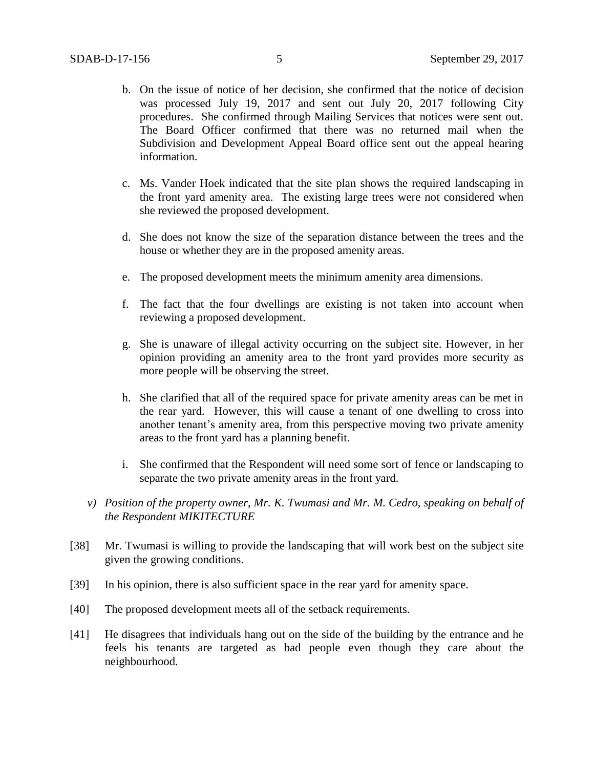b. On the issue of notice of her decision, she confirmed that the notice of decision was processed July 19, 2017 and sent out July 20, 2017 following City procedures. She confirmed through Mailing Services that notices were sent out. The Board Officer confirmed that there was no returned mail when the Subdivision and Development Appeal Board office sent out the appeal hearing information.

c. Ms. Vander Hoek indicated that the site plan shows the required landscaping in the front yard amenity area. The existing large trees were not considered when she reviewed the proposed development.

d. She does not know the size of the separation distance between the trees and the house or whether they are in the proposed amenity areas.

e. The proposed development meets the minimum amenity area dimensions.

f. The fact that the four dwellings are existing is not taken into account when reviewing a proposed development.

g. She is unaware of illegal activity occurring on the subject site. However, in her opinion providing an amenity area to the front yard provides more security as more people will be observing the street.

h. She clarified that all of the required space for private amenity areas can be met in the rear yard. However, this will cause a tenant of one dwelling to cross into another tenant's amenity area, from this perspective moving two private amenity areas to the front yard has a planning benefit.

i. She confirmed that the Respondent will need some sort of fence or landscaping to separate the two private amenity areas in the front yard.

*v) Position of the property owner, Mr. K. Twumasi and Mr. M. Cedro, speaking on behalf of the Respondent MIKITECTURE*

[38] Mr. Twumasi is willing to provide the landscaping that will work best on the subject site given the growing conditions.

[39] In his opinion, there is also sufficient space in the rear yard for amenity space.

[40] The proposed development meets all of the setback requirements.

[41] He disagrees that individuals hang out on the side of the building by the entrance and he feels his tenants are targeted as bad people even though they care about the neighbourhood.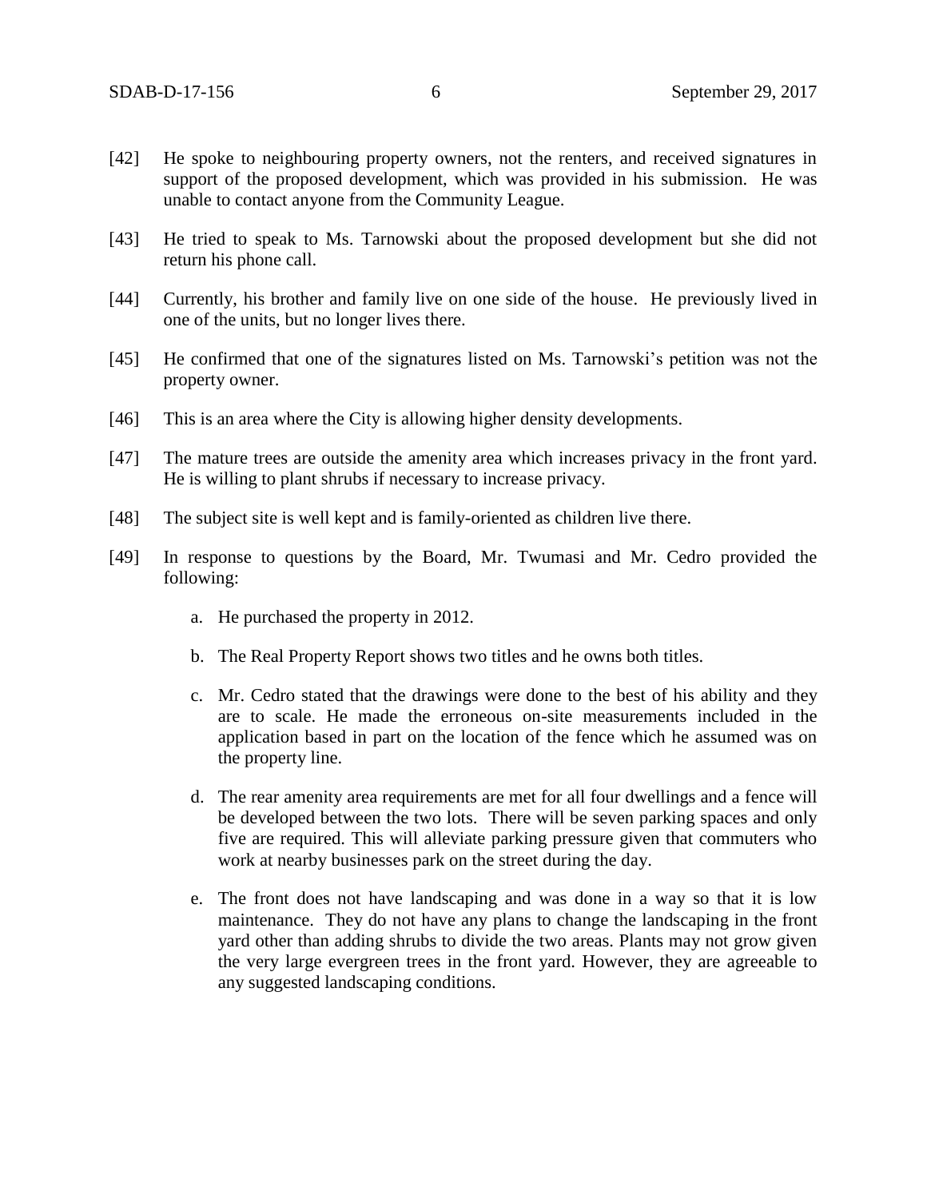[42] He spoke to neighbouring property owners, not the renters, and received signatures in support of the proposed development, which was provided in his submission. He was unable to contact anyone from the Community League.

[43] He tried to speak to Ms. Tarnowski about the proposed development but she did not return his phone call.

[44] Currently, his brother and family live on one side of the house. He previously lived in one of the units, but no longer lives there.

[45] He confirmed that one of the signatures listed on Ms. Tarnowski's petition was not the property owner.

[46] This is an area where the City is allowing higher density developments.

[47] The mature trees are outside the amenity area which increases privacy in the front yard. He is willing to plant shrubs if necessary to increase privacy.

[48] The subject site is well kept and is family-oriented as children live there.

[49] In response to questions by the Board, Mr. Twumasi and Mr. Cedro provided the following:

   a. He purchased the property in 2012.

   b. The Real Property Report shows two titles and he owns both titles.

   c. Mr. Cedro stated that the drawings were done to the best of his ability and they are to scale. He made the erroneous on-site measurements included in the application based in part on the location of the fence which he assumed was on the property line.

   d. The rear amenity area requirements are met for all four dwellings and a fence will be developed between the two lots. There will be seven parking spaces and only five are required. This will alleviate parking pressure given that commuters who work at nearby businesses park on the street during the day.

   e. The front does not have landscaping and was done in a way so that it is low maintenance. They do not have any plans to change the landscaping in the front yard other than adding shrubs to divide the two areas. Plants may not grow given the very large evergreen trees in the front yard. However, they are agreeable to any suggested landscaping conditions.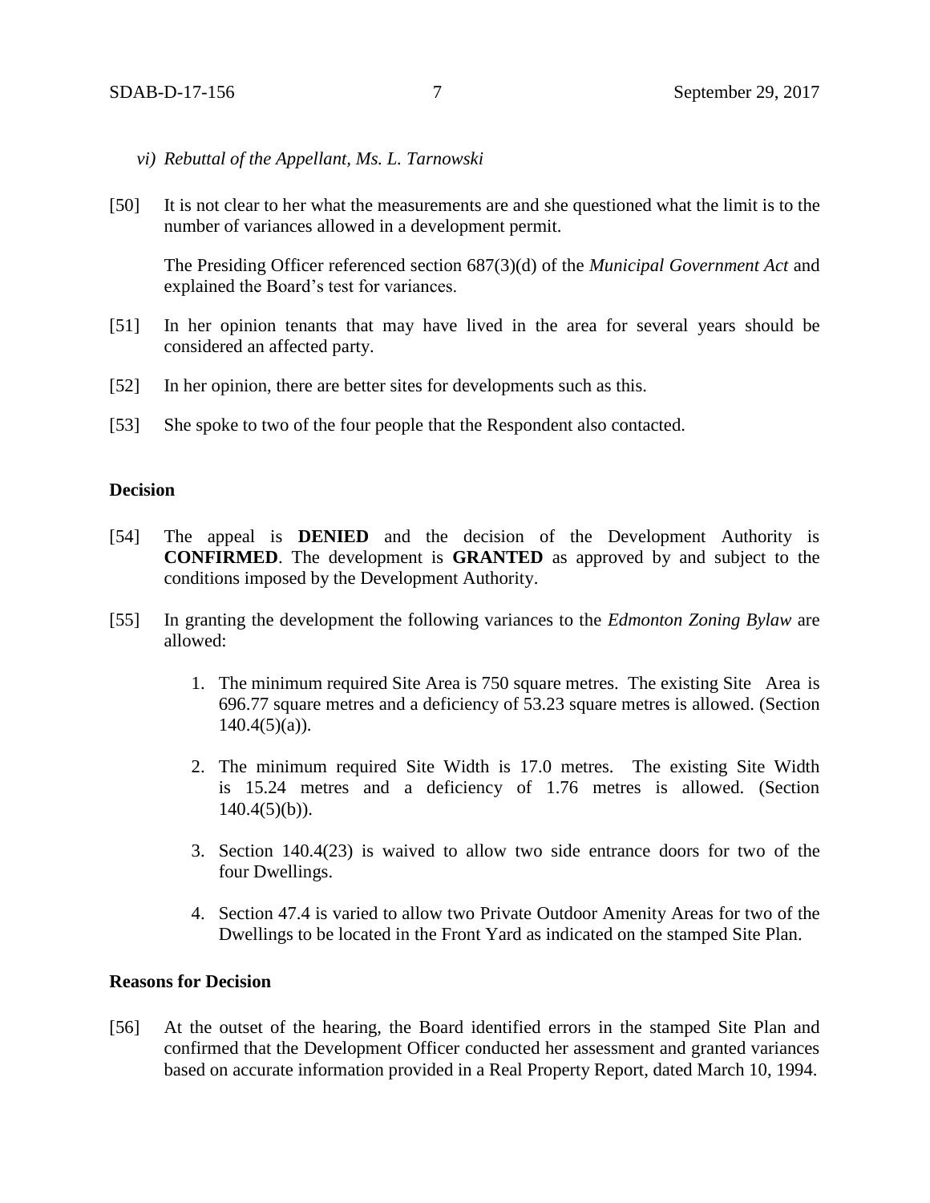*vi) Rebuttal of the Appellant, Ms. L. Tarnowski*

[50] It is not clear to her what the measurements are and she questioned what the limit is to the number of variances allowed in a development permit.

The Presiding Officer referenced section 687(3)(d) of the *Municipal Government Act* and explained the Board's test for variances.

[51] In her opinion tenants that may have lived in the area for several years should be considered an affected party.

[52] In her opinion, there are better sites for developments such as this.

[53] She spoke to two of the four people that the Respondent also contacted.

**Decision**

[54] The appeal is **DENIED** and the decision of the Development Authority is **CONFIRMED**. The development is **GRANTED** as approved by and subject to the conditions imposed by the Development Authority.

[55] In granting the development the following variances to the *Edmonton Zoning Bylaw* are allowed:

1. The minimum required Site Area is 750 square metres. The existing Site Area is 696.77 square metres and a deficiency of 53.23 square metres is allowed. (Section 140.4(5)(a)).

2. The minimum required Site Width is 17.0 metres. The existing Site Width is 15.24 metres and a deficiency of 1.76 metres is allowed. (Section 140.4(5)(b)).

3. Section 140.4(23) is waived to allow two side entrance doors for two of the four Dwellings.

4. Section 47.4 is varied to allow two Private Outdoor Amenity Areas for two of the Dwellings to be located in the Front Yard as indicated on the stamped Site Plan.

**Reasons for Decision**

[56] At the outset of the hearing, the Board identified errors in the stamped Site Plan and confirmed that the Development Officer conducted her assessment and granted variances based on accurate information provided in a Real Property Report, dated March 10, 1994.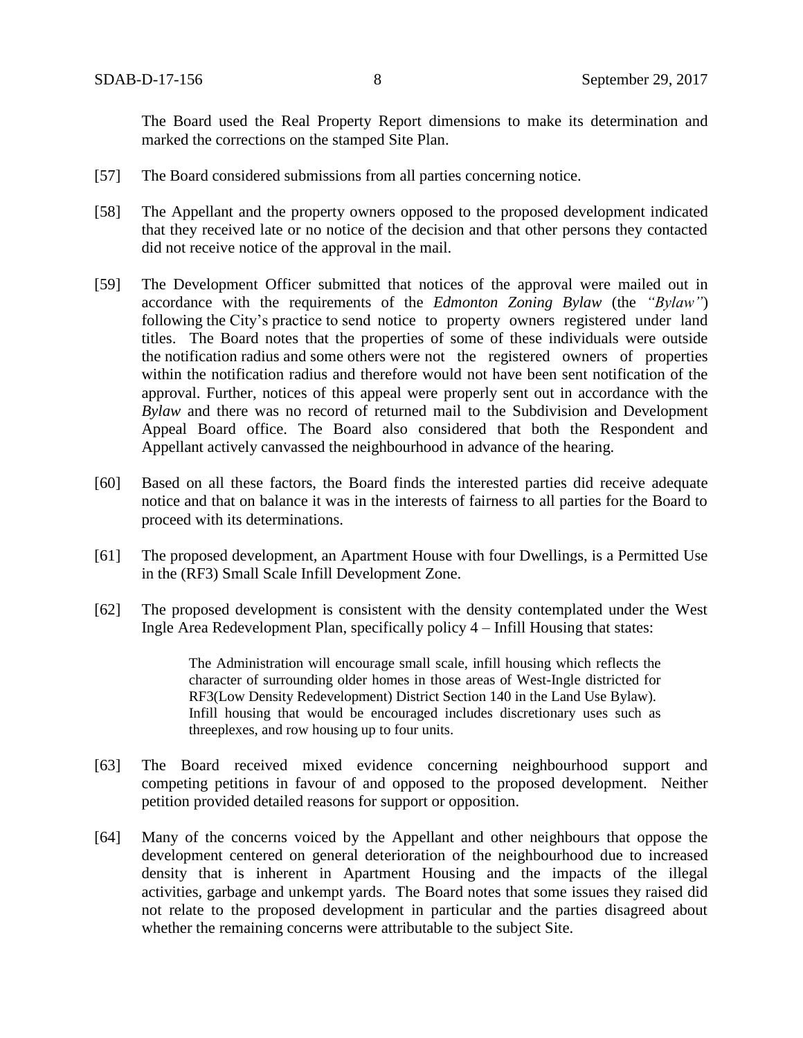The Board used the Real Property Report dimensions to make its determination and marked the corrections on the stamped Site Plan.

[57] The Board considered submissions from all parties concerning notice.

[58] The Appellant and the property owners opposed to the proposed development indicated that they received late or no notice of the decision and that other persons they contacted did not receive notice of the approval in the mail.

[59] The Development Officer submitted that notices of the approval were mailed out in accordance with the requirements of the *Edmonton Zoning Bylaw* (the *"Bylaw"*) following the City's practice to send notice to property owners registered under land titles. The Board notes that the properties of some of these individuals were outside the notification radius and some others were not the registered owners of properties within the notification radius and therefore would not have been sent notification of the approval. Further, notices of this appeal were properly sent out in accordance with the *Bylaw* and there was no record of returned mail to the Subdivision and Development Appeal Board office. The Board also considered that both the Respondent and Appellant actively canvassed the neighbourhood in advance of the hearing.

[60] Based on all these factors, the Board finds the interested parties did receive adequate notice and that on balance it was in the interests of fairness to all parties for the Board to proceed with its determinations.

[61] The proposed development, an Apartment House with four Dwellings, is a Permitted Use in the (RF3) Small Scale Infill Development Zone.

[62] The proposed development is consistent with the density contemplated under the West Ingle Area Redevelopment Plan, specifically policy 4 – Infill Housing that states:

> The Administration will encourage small scale, infill housing which reflects the character of surrounding older homes in those areas of West-Ingle districted for RF3(Low Density Redevelopment) District Section 140 in the Land Use Bylaw). Infill housing that would be encouraged includes discretionary uses such as threeplexes, and row housing up to four units.

[63] The Board received mixed evidence concerning neighbourhood support and competing petitions in favour of and opposed to the proposed development. Neither petition provided detailed reasons for support or opposition.

[64] Many of the concerns voiced by the Appellant and other neighbours that oppose the development centered on general deterioration of the neighbourhood due to increased density that is inherent in Apartment Housing and the impacts of the illegal activities, garbage and unkempt yards. The Board notes that some issues they raised did not relate to the proposed development in particular and the parties disagreed about whether the remaining concerns were attributable to the subject Site.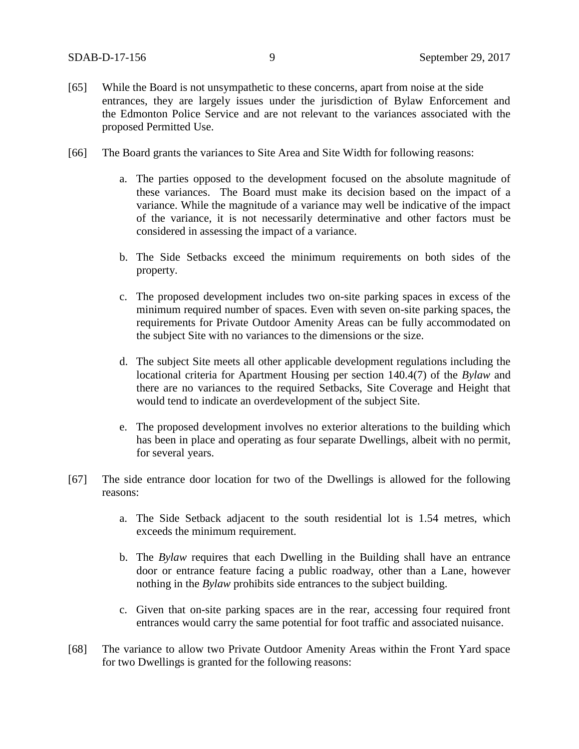[65] While the Board is not unsympathetic to these concerns, apart from noise at the side entrances, they are largely issues under the jurisdiction of Bylaw Enforcement and the Edmonton Police Service and are not relevant to the variances associated with the proposed Permitted Use.

[66] The Board grants the variances to Site Area and Site Width for following reasons:

a. The parties opposed to the development focused on the absolute magnitude of these variances. The Board must make its decision based on the impact of a variance. While the magnitude of a variance may well be indicative of the impact of the variance, it is not necessarily determinative and other factors must be considered in assessing the impact of a variance.

b. The Side Setbacks exceed the minimum requirements on both sides of the property.

c. The proposed development includes two on-site parking spaces in excess of the minimum required number of spaces. Even with seven on-site parking spaces, the requirements for Private Outdoor Amenity Areas can be fully accommodated on the subject Site with no variances to the dimensions or the size.

d. The subject Site meets all other applicable development regulations including the locational criteria for Apartment Housing per section 140.4(7) of the *Bylaw* and there are no variances to the required Setbacks, Site Coverage and Height that would tend to indicate an overdevelopment of the subject Site.

e. The proposed development involves no exterior alterations to the building which has been in place and operating as four separate Dwellings, albeit with no permit, for several years.

[67] The side entrance door location for two of the Dwellings is allowed for the following reasons:

a. The Side Setback adjacent to the south residential lot is 1.54 metres, which exceeds the minimum requirement.

b. The *Bylaw* requires that each Dwelling in the Building shall have an entrance door or entrance feature facing a public roadway, other than a Lane, however nothing in the *Bylaw* prohibits side entrances to the subject building.

c. Given that on-site parking spaces are in the rear, accessing four required front entrances would carry the same potential for foot traffic and associated nuisance.

[68] The variance to allow two Private Outdoor Amenity Areas within the Front Yard space for two Dwellings is granted for the following reasons: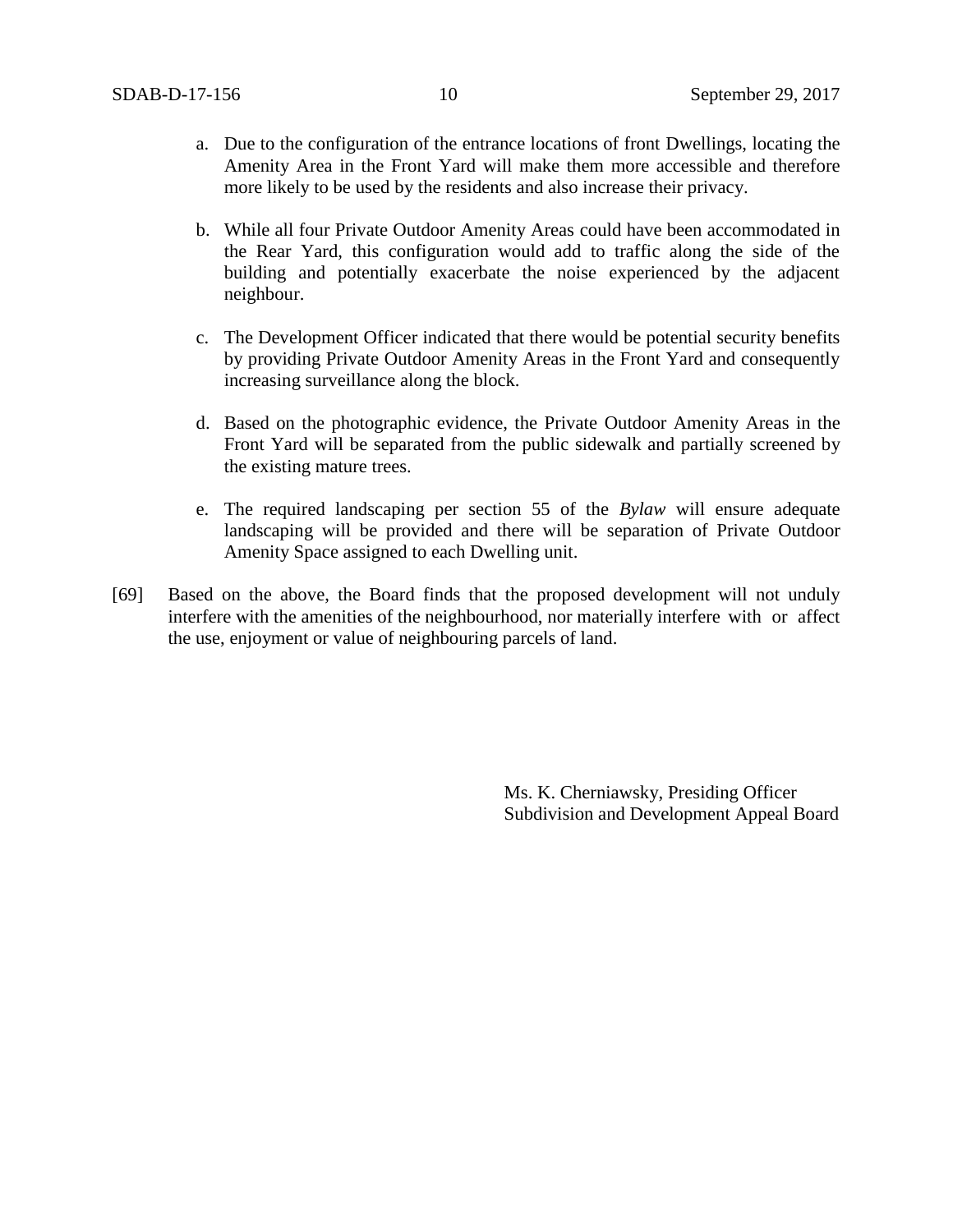a. Due to the configuration of the entrance locations of front Dwellings, locating the Amenity Area in the Front Yard will make them more accessible and therefore more likely to be used by the residents and also increase their privacy.

b. While all four Private Outdoor Amenity Areas could have been accommodated in the Rear Yard, this configuration would add to traffic along the side of the building and potentially exacerbate the noise experienced by the adjacent neighbour.

c. The Development Officer indicated that there would be potential security benefits by providing Private Outdoor Amenity Areas in the Front Yard and consequently increasing surveillance along the block.

d. Based on the photographic evidence, the Private Outdoor Amenity Areas in the Front Yard will be separated from the public sidewalk and partially screened by the existing mature trees.

e. The required landscaping per section 55 of the *Bylaw* will ensure adequate landscaping will be provided and there will be separation of Private Outdoor Amenity Space assigned to each Dwelling unit.

[69] Based on the above, the Board finds that the proposed development will not unduly interfere with the amenities of the neighbourhood, nor materially interfere with or affect the use, enjoyment or value of neighbouring parcels of land.

Ms. K. Cherniawsky, Presiding Officer
Subdivision and Development Appeal Board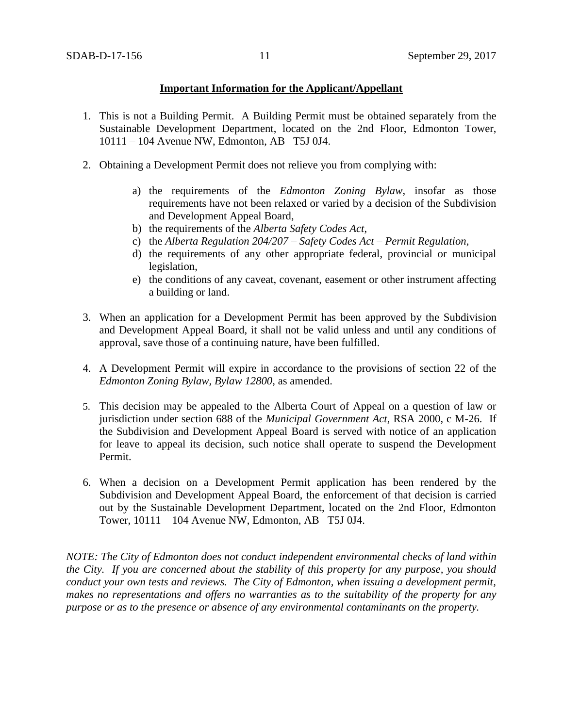**Important Information for the Applicant/Appellant**

1. This is not a Building Permit. A Building Permit must be obtained separately from the Sustainable Development Department, located on the 2nd Floor, Edmonton Tower, 10111 – 104 Avenue NW, Edmonton, AB T5J 0J4.

2. Obtaining a Development Permit does not relieve you from complying with:

    a) the requirements of the *Edmonton Zoning Bylaw*, insofar as those requirements have not been relaxed or varied by a decision of the Subdivision and Development Appeal Board,
    b) the requirements of the *Alberta Safety Codes Act*,
    c) the *Alberta Regulation 204/207 – Safety Codes Act – Permit Regulation*,
    d) the requirements of any other appropriate federal, provincial or municipal legislation,
    e) the conditions of any caveat, covenant, easement or other instrument affecting a building or land.

3. When an application for a Development Permit has been approved by the Subdivision and Development Appeal Board, it shall not be valid unless and until any conditions of approval, save those of a continuing nature, have been fulfilled.

4. A Development Permit will expire in accordance to the provisions of section 22 of the *Edmonton Zoning Bylaw, Bylaw 12800*, as amended.

5. This decision may be appealed to the Alberta Court of Appeal on a question of law or jurisdiction under section 688 of the *Municipal Government Act*, RSA 2000, c M-26. If the Subdivision and Development Appeal Board is served with notice of an application for leave to appeal its decision, such notice shall operate to suspend the Development Permit.

6. When a decision on a Development Permit application has been rendered by the Subdivision and Development Appeal Board, the enforcement of that decision is carried out by the Sustainable Development Department, located on the 2nd Floor, Edmonton Tower, 10111 – 104 Avenue NW, Edmonton, AB T5J 0J4.

*NOTE: The City of Edmonton does not conduct independent environmental checks of land within the City. If you are concerned about the stability of this property for any purpose, you should conduct your own tests and reviews. The City of Edmonton, when issuing a development permit, makes no representations and offers no warranties as to the suitability of the property for any purpose or as to the presence or absence of any environmental contaminants on the property.*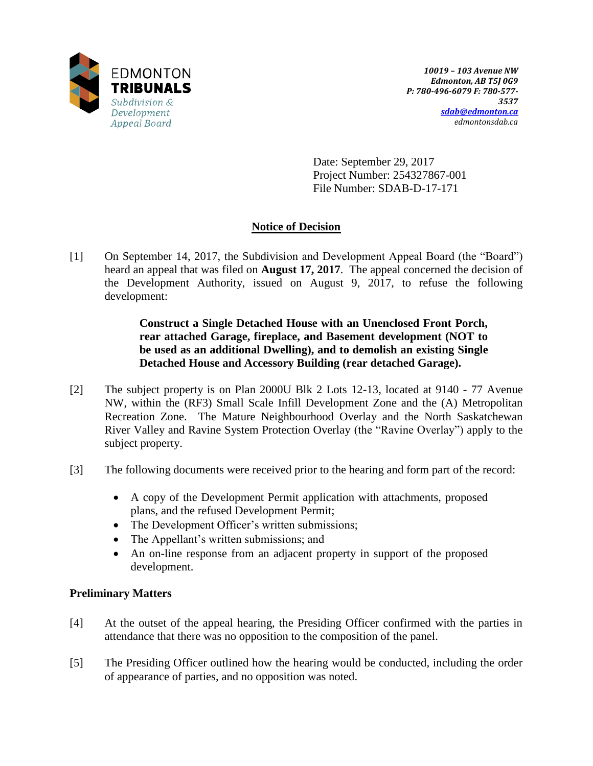EDMONTON
**TRIBUNALS**
*Subdivision & Development Appeal Board*

*10019 – 103 Avenue NW*
*Edmonton, AB T5J 0G9*
*P: 780-496-6079 F: 780-577-3537*
***sdab@edmonton.ca***
*edmontonsdab.ca*

Date: September 29, 2017
Project Number: 254327867-001
File Number: SDAB-D-17-171

## Notice of Decision

[1] On September 14, 2017, the Subdivision and Development Appeal Board (the "Board") heard an appeal that was filed on **August 17, 2017**. The appeal concerned the decision of the Development Authority, issued on August 9, 2017, to refuse the following development:

> **Construct a Single Detached House with an Unenclosed Front Porch, rear attached Garage, fireplace, and Basement development (NOT to be used as an additional Dwelling), and to demolish an existing Single Detached House and Accessory Building (rear detached Garage).**

[2] The subject property is on Plan 2000U Blk 2 Lots 12-13, located at 9140 - 77 Avenue NW, within the (RF3) Small Scale Infill Development Zone and the (A) Metropolitan Recreation Zone. The Mature Neighbourhood Overlay and the North Saskatchewan River Valley and Ravine System Protection Overlay (the "Ravine Overlay") apply to the subject property.

[3] The following documents were received prior to the hearing and form part of the record:

- A copy of the Development Permit application with attachments, proposed plans, and the refused Development Permit;
- The Development Officer's written submissions;
- The Appellant's written submissions; and
- An on-line response from an adjacent property in support of the proposed development.

### Preliminary Matters

[4] At the outset of the appeal hearing, the Presiding Officer confirmed with the parties in attendance that there was no opposition to the composition of the panel.

[5] The Presiding Officer outlined how the hearing would be conducted, including the order of appearance of parties, and no opposition was noted.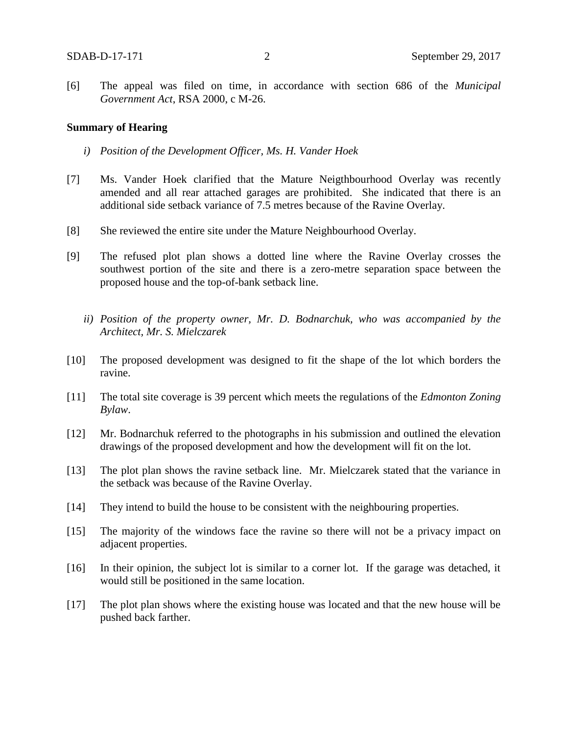[6] The appeal was filed on time, in accordance with section 686 of the *Municipal Government Act*, RSA 2000, c M-26.

**Summary of Hearing**

*i) Position of the Development Officer, Ms. H. Vander Hoek*

[7] Ms. Vander Hoek clarified that the Mature Neigthbourhood Overlay was recently amended and all rear attached garages are prohibited. She indicated that there is an additional side setback variance of 7.5 metres because of the Ravine Overlay.

[8] She reviewed the entire site under the Mature Neighbourhood Overlay.

[9] The refused plot plan shows a dotted line where the Ravine Overlay crosses the southwest portion of the site and there is a zero-metre separation space between the proposed house and the top-of-bank setback line.

*ii) Position of the property owner, Mr. D. Bodnarchuk, who was accompanied by the Architect, Mr. S. Mielczarek*

[10] The proposed development was designed to fit the shape of the lot which borders the ravine.

[11] The total site coverage is 39 percent which meets the regulations of the *Edmonton Zoning Bylaw*.

[12] Mr. Bodnarchuk referred to the photographs in his submission and outlined the elevation drawings of the proposed development and how the development will fit on the lot.

[13] The plot plan shows the ravine setback line. Mr. Mielczarek stated that the variance in the setback was because of the Ravine Overlay.

[14] They intend to build the house to be consistent with the neighbouring properties.

[15] The majority of the windows face the ravine so there will not be a privacy impact on adjacent properties.

[16] In their opinion, the subject lot is similar to a corner lot. If the garage was detached, it would still be positioned in the same location.

[17] The plot plan shows where the existing house was located and that the new house will be pushed back farther.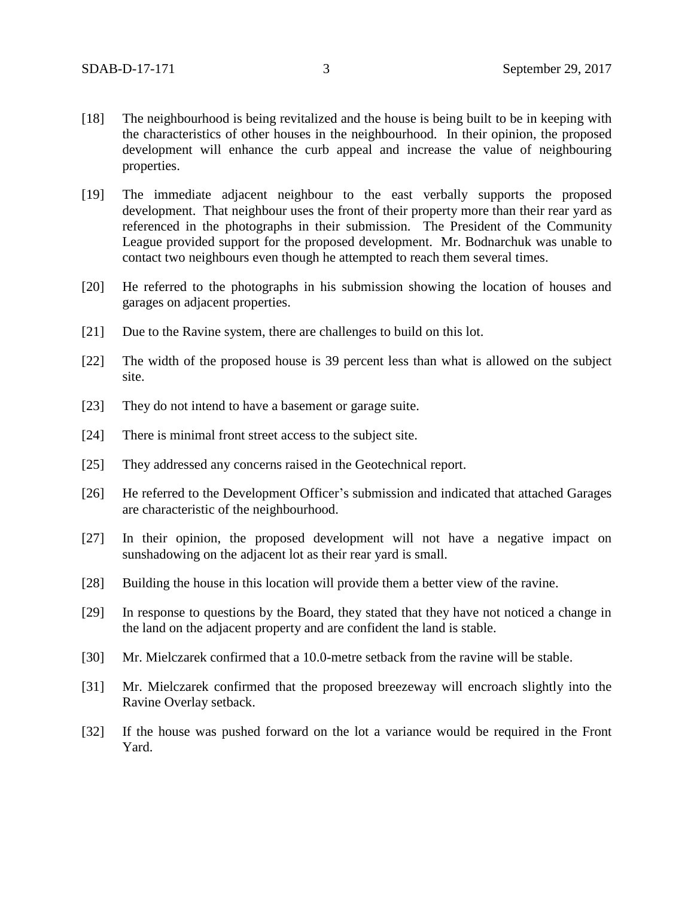[18] The neighbourhood is being revitalized and the house is being built to be in keeping with the characteristics of other houses in the neighbourhood. In their opinion, the proposed development will enhance the curb appeal and increase the value of neighbouring properties.

[19] The immediate adjacent neighbour to the east verbally supports the proposed development. That neighbour uses the front of their property more than their rear yard as referenced in the photographs in their submission. The President of the Community League provided support for the proposed development. Mr. Bodnarchuk was unable to contact two neighbours even though he attempted to reach them several times.

[20] He referred to the photographs in his submission showing the location of houses and garages on adjacent properties.

[21] Due to the Ravine system, there are challenges to build on this lot.

[22] The width of the proposed house is 39 percent less than what is allowed on the subject site.

[23] They do not intend to have a basement or garage suite.

[24] There is minimal front street access to the subject site.

[25] They addressed any concerns raised in the Geotechnical report.

[26] He referred to the Development Officer's submission and indicated that attached Garages are characteristic of the neighbourhood.

[27] In their opinion, the proposed development will not have a negative impact on sunshadowing on the adjacent lot as their rear yard is small.

[28] Building the house in this location will provide them a better view of the ravine.

[29] In response to questions by the Board, they stated that they have not noticed a change in the land on the adjacent property and are confident the land is stable.

[30] Mr. Mielczarek confirmed that a 10.0-metre setback from the ravine will be stable.

[31] Mr. Mielczarek confirmed that the proposed breezeway will encroach slightly into the Ravine Overlay setback.

[32] If the house was pushed forward on the lot a variance would be required in the Front Yard.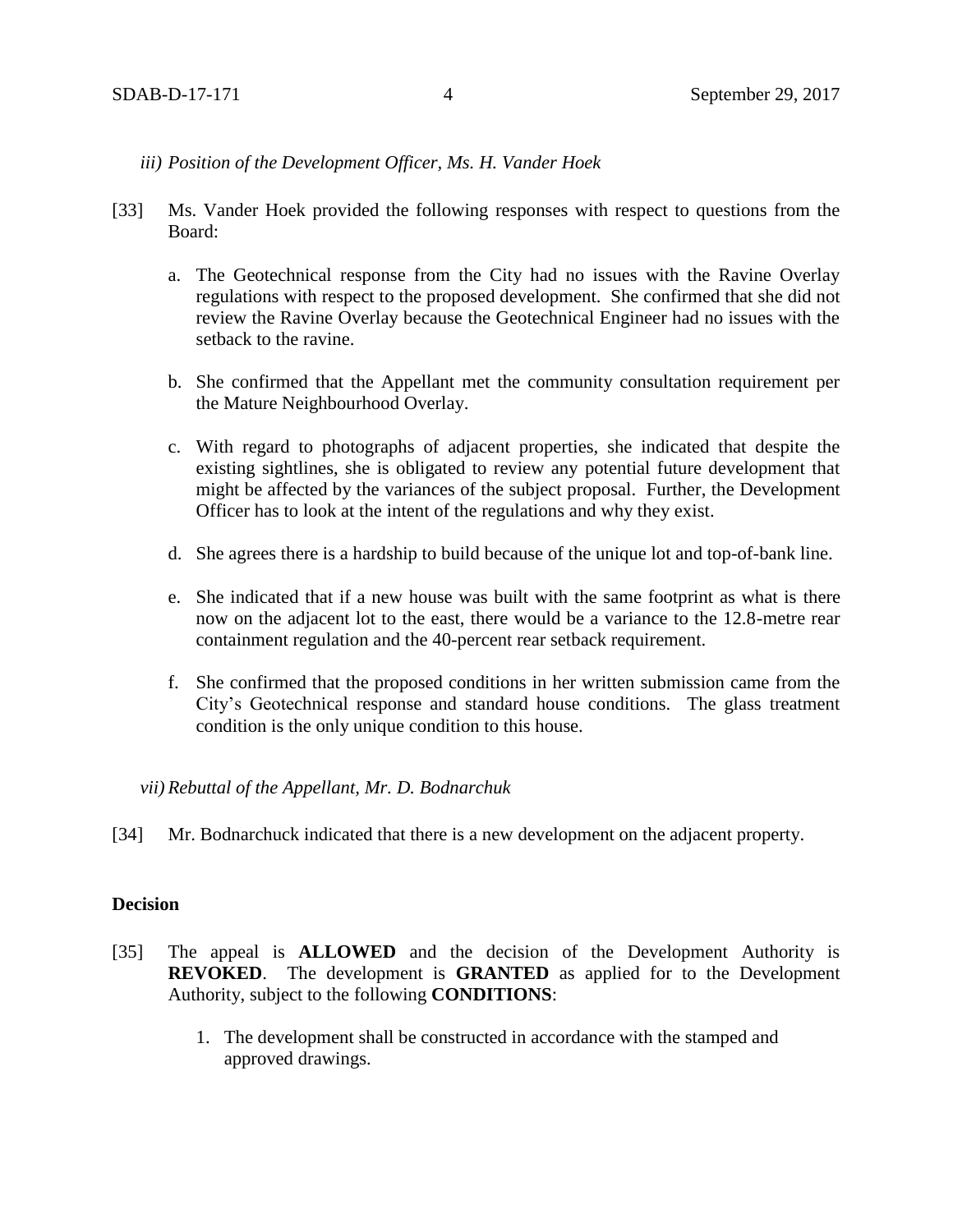*iii) Position of the Development Officer, Ms. H. Vander Hoek*

[33] Ms. Vander Hoek provided the following responses with respect to questions from the Board:

a. The Geotechnical response from the City had no issues with the Ravine Overlay regulations with respect to the proposed development. She confirmed that she did not review the Ravine Overlay because the Geotechnical Engineer had no issues with the setback to the ravine.

b. She confirmed that the Appellant met the community consultation requirement per the Mature Neighbourhood Overlay.

c. With regard to photographs of adjacent properties, she indicated that despite the existing sightlines, she is obligated to review any potential future development that might be affected by the variances of the subject proposal. Further, the Development Officer has to look at the intent of the regulations and why they exist.

d. She agrees there is a hardship to build because of the unique lot and top-of-bank line.

e. She indicated that if a new house was built with the same footprint as what is there now on the adjacent lot to the east, there would be a variance to the 12.8-metre rear containment regulation and the 40-percent rear setback requirement.

f. She confirmed that the proposed conditions in her written submission came from the City's Geotechnical response and standard house conditions. The glass treatment condition is the only unique condition to this house.

*vii) Rebuttal of the Appellant, Mr. D. Bodnarchuk*

[34] Mr. Bodnarchuck indicated that there is a new development on the adjacent property.

**Decision**

[35] The appeal is **ALLOWED** and the decision of the Development Authority is **REVOKED**. The development is **GRANTED** as applied for to the Development Authority, subject to the following **CONDITIONS**:

1. The development shall be constructed in accordance with the stamped and approved drawings.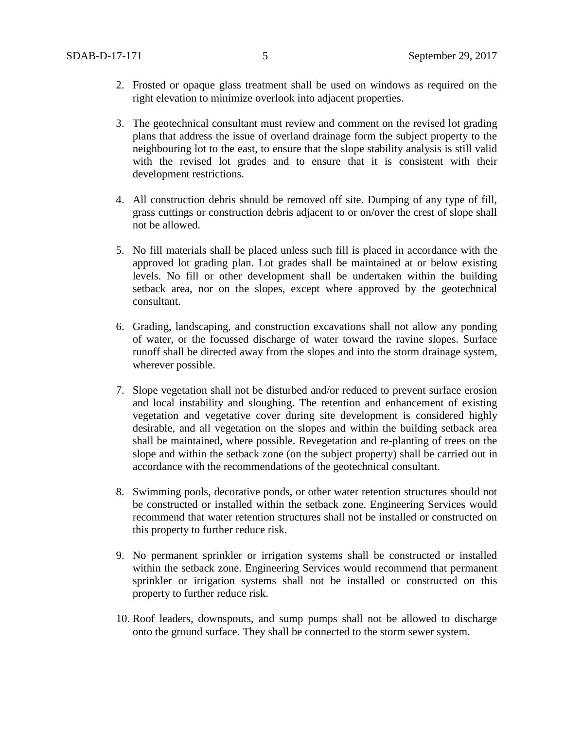2. Frosted or opaque glass treatment shall be used on windows as required on the right elevation to minimize overlook into adjacent properties.

3. The geotechnical consultant must review and comment on the revised lot grading plans that address the issue of overland drainage form the subject property to the neighbouring lot to the east, to ensure that the slope stability analysis is still valid with the revised lot grades and to ensure that it is consistent with their development restrictions.

4. All construction debris should be removed off site. Dumping of any type of fill, grass cuttings or construction debris adjacent to or on/over the crest of slope shall not be allowed.

5. No fill materials shall be placed unless such fill is placed in accordance with the approved lot grading plan. Lot grades shall be maintained at or below existing levels. No fill or other development shall be undertaken within the building setback area, nor on the slopes, except where approved by the geotechnical consultant.

6. Grading, landscaping, and construction excavations shall not allow any ponding of water, or the focussed discharge of water toward the ravine slopes. Surface runoff shall be directed away from the slopes and into the storm drainage system, wherever possible.

7. Slope vegetation shall not be disturbed and/or reduced to prevent surface erosion and local instability and sloughing. The retention and enhancement of existing vegetation and vegetative cover during site development is considered highly desirable, and all vegetation on the slopes and within the building setback area shall be maintained, where possible. Revegetation and re-planting of trees on the slope and within the setback zone (on the subject property) shall be carried out in accordance with the recommendations of the geotechnical consultant.

8. Swimming pools, decorative ponds, or other water retention structures should not be constructed or installed within the setback zone. Engineering Services would recommend that water retention structures shall not be installed or constructed on this property to further reduce risk.

9. No permanent sprinkler or irrigation systems shall be constructed or installed within the setback zone. Engineering Services would recommend that permanent sprinkler or irrigation systems shall not be installed or constructed on this property to further reduce risk.

10. Roof leaders, downspouts, and sump pumps shall not be allowed to discharge onto the ground surface. They shall be connected to the storm sewer system.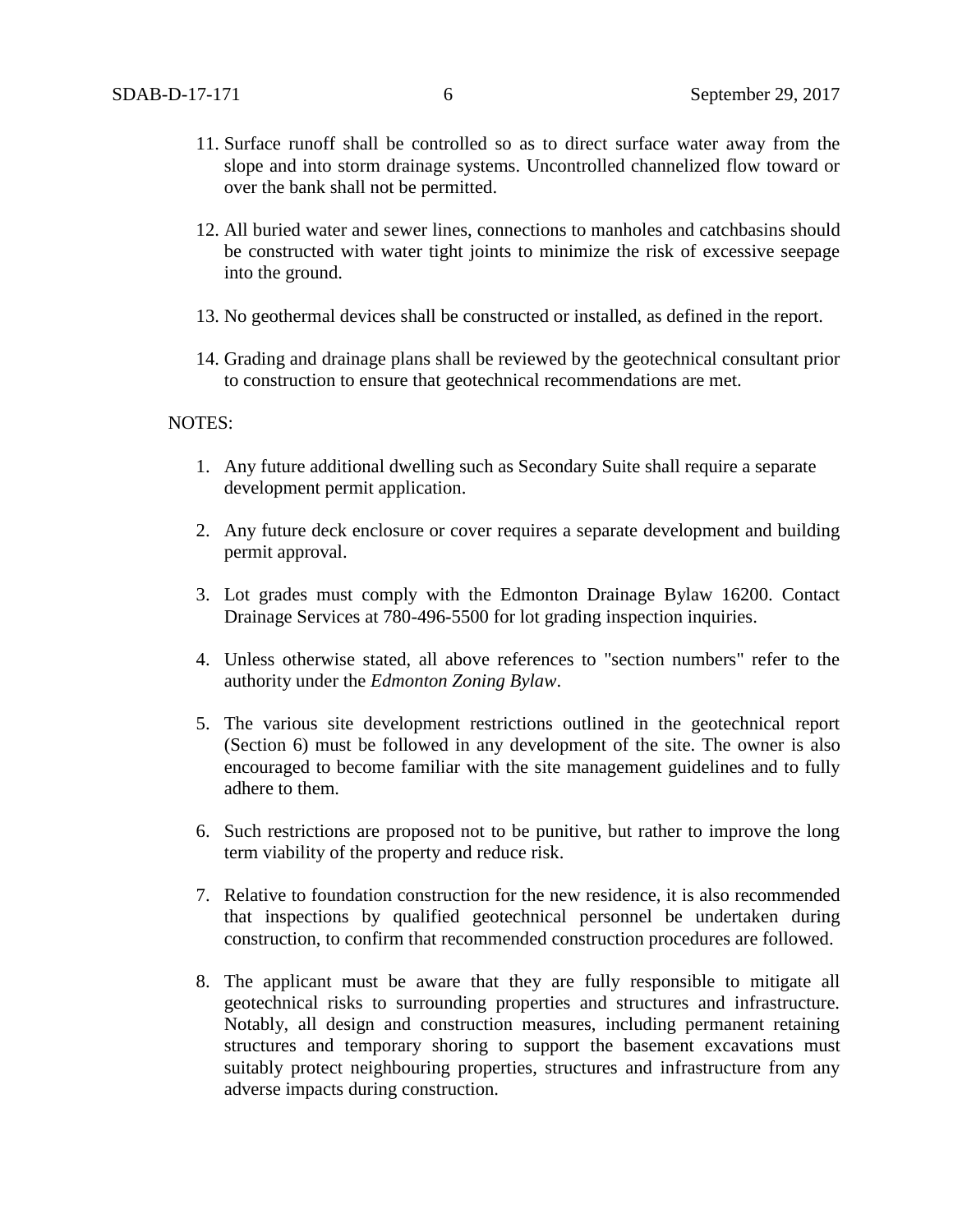11. Surface runoff shall be controlled so as to direct surface water away from the slope and into storm drainage systems. Uncontrolled channelized flow toward or over the bank shall not be permitted.

12. All buried water and sewer lines, connections to manholes and catchbasins should be constructed with water tight joints to minimize the risk of excessive seepage into the ground.

13. No geothermal devices shall be constructed or installed, as defined in the report.

14. Grading and drainage plans shall be reviewed by the geotechnical consultant prior to construction to ensure that geotechnical recommendations are met.

NOTES:

1. Any future additional dwelling such as Secondary Suite shall require a separate development permit application.

2. Any future deck enclosure or cover requires a separate development and building permit approval.

3. Lot grades must comply with the Edmonton Drainage Bylaw 16200. Contact Drainage Services at 780-496-5500 for lot grading inspection inquiries.

4. Unless otherwise stated, all above references to "section numbers" refer to the authority under the *Edmonton Zoning Bylaw*.

5. The various site development restrictions outlined in the geotechnical report (Section 6) must be followed in any development of the site. The owner is also encouraged to become familiar with the site management guidelines and to fully adhere to them.

6. Such restrictions are proposed not to be punitive, but rather to improve the long term viability of the property and reduce risk.

7. Relative to foundation construction for the new residence, it is also recommended that inspections by qualified geotechnical personnel be undertaken during construction, to confirm that recommended construction procedures are followed.

8. The applicant must be aware that they are fully responsible to mitigate all geotechnical risks to surrounding properties and structures and infrastructure. Notably, all design and construction measures, including permanent retaining structures and temporary shoring to support the basement excavations must suitably protect neighbouring properties, structures and infrastructure from any adverse impacts during construction.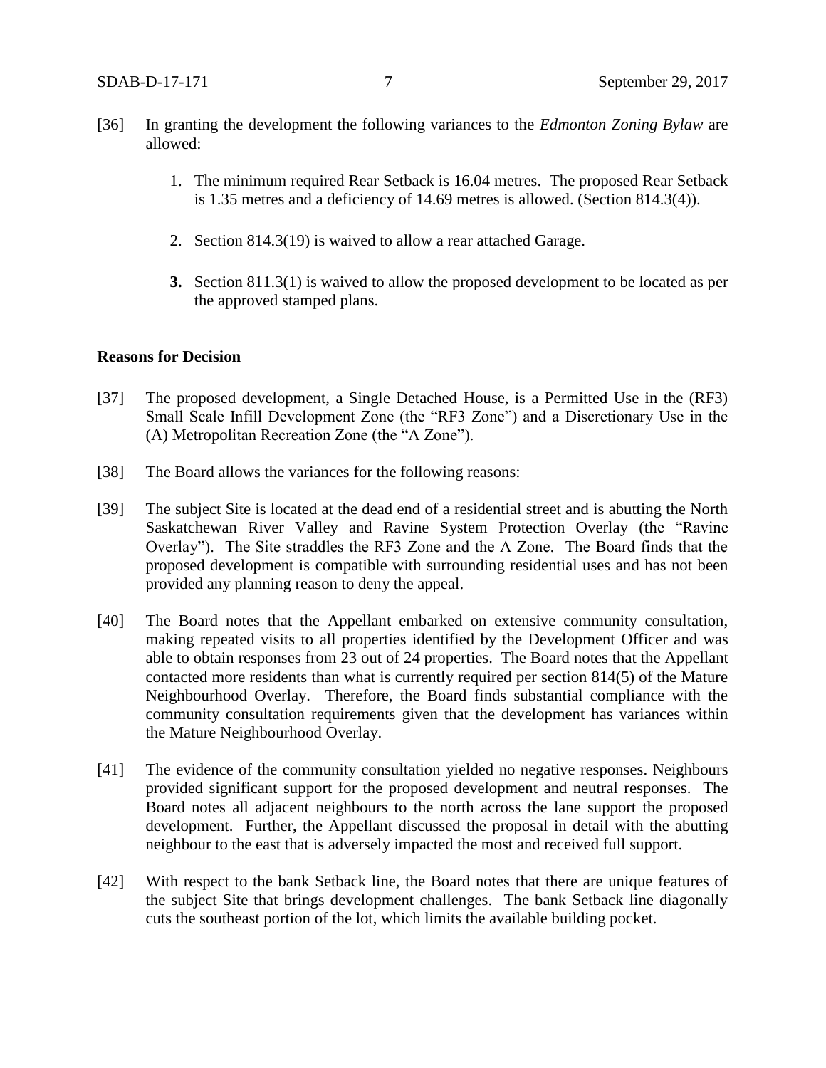[36] In granting the development the following variances to the *Edmonton Zoning Bylaw* are allowed:

1. The minimum required Rear Setback is 16.04 metres. The proposed Rear Setback is 1.35 metres and a deficiency of 14.69 metres is allowed. (Section 814.3(4)).

2. Section 814.3(19) is waived to allow a rear attached Garage.

3. Section 811.3(1) is waived to allow the proposed development to be located as per the approved stamped plans.

**Reasons for Decision**

[37] The proposed development, a Single Detached House, is a Permitted Use in the (RF3) Small Scale Infill Development Zone (the "RF3 Zone") and a Discretionary Use in the (A) Metropolitan Recreation Zone (the "A Zone").

[38] The Board allows the variances for the following reasons:

[39] The subject Site is located at the dead end of a residential street and is abutting the North Saskatchewan River Valley and Ravine System Protection Overlay (the "Ravine Overlay"). The Site straddles the RF3 Zone and the A Zone. The Board finds that the proposed development is compatible with surrounding residential uses and has not been provided any planning reason to deny the appeal.

[40] The Board notes that the Appellant embarked on extensive community consultation, making repeated visits to all properties identified by the Development Officer and was able to obtain responses from 23 out of 24 properties. The Board notes that the Appellant contacted more residents than what is currently required per section 814(5) of the Mature Neighbourhood Overlay. Therefore, the Board finds substantial compliance with the community consultation requirements given that the development has variances within the Mature Neighbourhood Overlay.

[41] The evidence of the community consultation yielded no negative responses. Neighbours provided significant support for the proposed development and neutral responses. The Board notes all adjacent neighbours to the north across the lane support the proposed development. Further, the Appellant discussed the proposal in detail with the abutting neighbour to the east that is adversely impacted the most and received full support.

[42] With respect to the bank Setback line, the Board notes that there are unique features of the subject Site that brings development challenges. The bank Setback line diagonally cuts the southeast portion of the lot, which limits the available building pocket.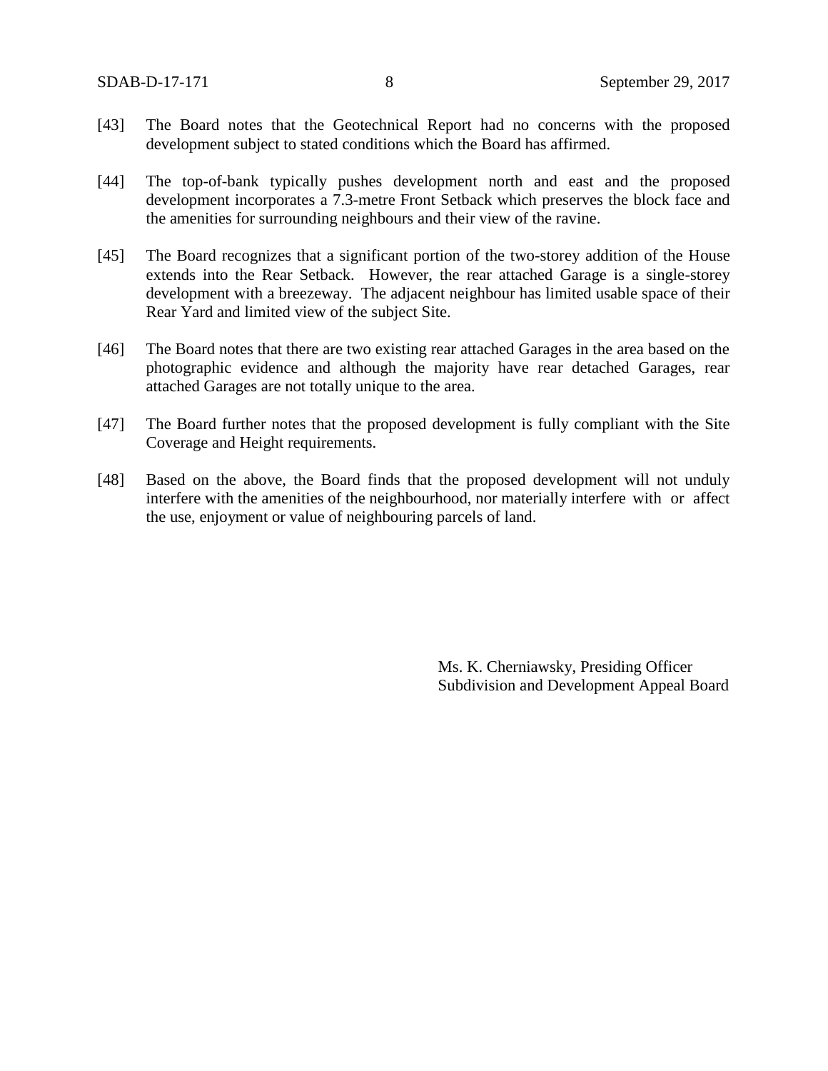[43] The Board notes that the Geotechnical Report had no concerns with the proposed development subject to stated conditions which the Board has affirmed.

[44] The top-of-bank typically pushes development north and east and the proposed development incorporates a 7.3-metre Front Setback which preserves the block face and the amenities for surrounding neighbours and their view of the ravine.

[45] The Board recognizes that a significant portion of the two-storey addition of the House extends into the Rear Setback. However, the rear attached Garage is a single-storey development with a breezeway. The adjacent neighbour has limited usable space of their Rear Yard and limited view of the subject Site.

[46] The Board notes that there are two existing rear attached Garages in the area based on the photographic evidence and although the majority have rear detached Garages, rear attached Garages are not totally unique to the area.

[47] The Board further notes that the proposed development is fully compliant with the Site Coverage and Height requirements.

[48] Based on the above, the Board finds that the proposed development will not unduly interfere with the amenities of the neighbourhood, nor materially interfere with or affect the use, enjoyment or value of neighbouring parcels of land.

Ms. K. Cherniawsky, Presiding Officer
Subdivision and Development Appeal Board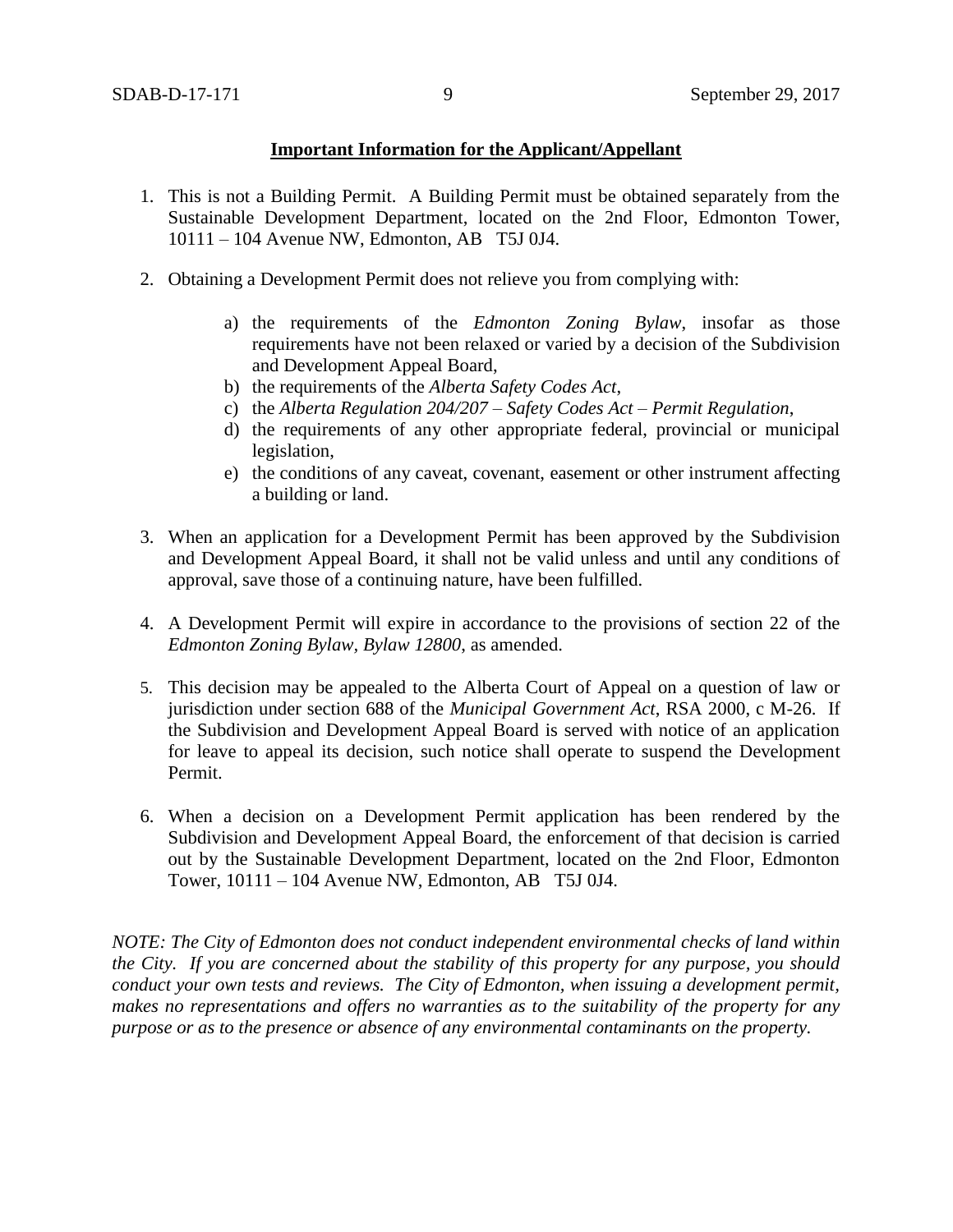**Important Information for the Applicant/Appellant**

1. This is not a Building Permit. A Building Permit must be obtained separately from the Sustainable Development Department, located on the 2nd Floor, Edmonton Tower, 10111 – 104 Avenue NW, Edmonton, AB T5J 0J4.

2. Obtaining a Development Permit does not relieve you from complying with:

    a) the requirements of the *Edmonton Zoning Bylaw*, insofar as those requirements have not been relaxed or varied by a decision of the Subdivision and Development Appeal Board,
    b) the requirements of the *Alberta Safety Codes Act*,
    c) the *Alberta Regulation 204/207 – Safety Codes Act – Permit Regulation*,
    d) the requirements of any other appropriate federal, provincial or municipal legislation,
    e) the conditions of any caveat, covenant, easement or other instrument affecting a building or land.

3. When an application for a Development Permit has been approved by the Subdivision and Development Appeal Board, it shall not be valid unless and until any conditions of approval, save those of a continuing nature, have been fulfilled.

4. A Development Permit will expire in accordance to the provisions of section 22 of the *Edmonton Zoning Bylaw, Bylaw 12800*, as amended.

5. This decision may be appealed to the Alberta Court of Appeal on a question of law or jurisdiction under section 688 of the *Municipal Government Act*, RSA 2000, c M-26. If the Subdivision and Development Appeal Board is served with notice of an application for leave to appeal its decision, such notice shall operate to suspend the Development Permit.

6. When a decision on a Development Permit application has been rendered by the Subdivision and Development Appeal Board, the enforcement of that decision is carried out by the Sustainable Development Department, located on the 2nd Floor, Edmonton Tower, 10111 – 104 Avenue NW, Edmonton, AB T5J 0J4.

*NOTE: The City of Edmonton does not conduct independent environmental checks of land within the City. If you are concerned about the stability of this property for any purpose, you should conduct your own tests and reviews. The City of Edmonton, when issuing a development permit, makes no representations and offers no warranties as to the suitability of the property for any purpose or as to the presence or absence of any environmental contaminants on the property.*